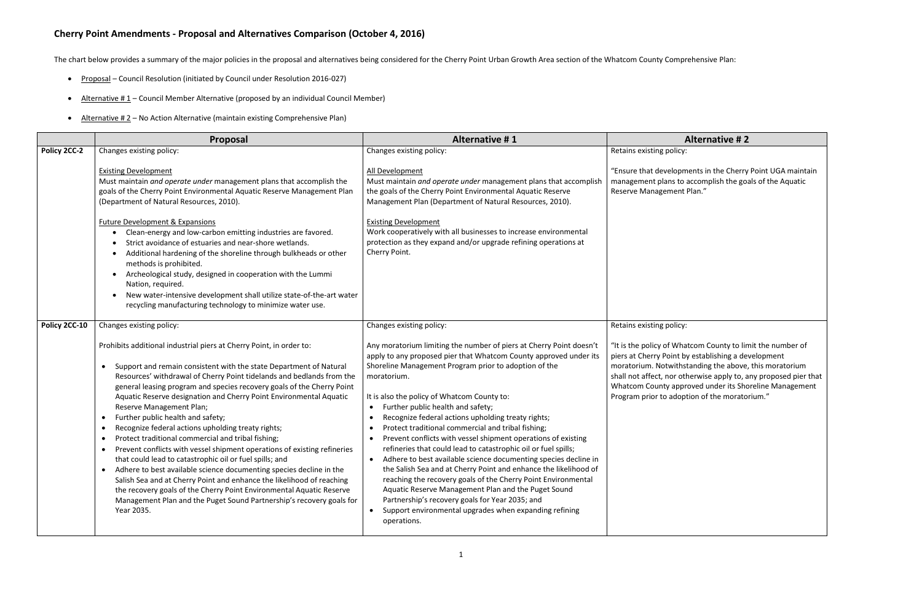# Cherry Point Amendments - Proposal and Alternatives Comparison (October 4, 2016)

The chart below provides a summary of the major policies in the proposal and alternatives being considered for the Cherry Point Urban Growth Area section of the Whatcom County Comprehensive Plan:

- Proposal – Council Resolution (initiated by Council under Resolution 2016-027)
- Alternative # 1 – Council Member Alternative (proposed by an individual Council Member)
- Alternative # 2 – No Action Alternative (maintain existing Comprehensive Plan)

| | Proposal | Alternative # 1 | Alternative # 2 |
|---|---|---|---|
| **Policy 2CC-2** | Changes existing policy:<br><br>Existing Development<br>Must maintain *and operate under* management plans that accomplish the goals of the Cherry Point Environmental Aquatic Reserve Management Plan (Department of Natural Resources, 2010).<br><br>Future Development & Expansions<br>• Clean-energy and low-carbon emitting industries are favored.<br>• Strict avoidance of estuaries and near-shore wetlands.<br>• Additional hardening of the shoreline through bulkheads or other methods is prohibited.<br>• Archeological study, designed in cooperation with the Lummi Nation, required.<br>• New water-intensive development shall utilize state-of-the-art water recycling manufacturing technology to minimize water use. | Changes existing policy:<br><br>All Development<br>Must maintain *and operate under* management plans that accomplish the goals of the Cherry Point Environmental Aquatic Reserve Management Plan (Department of Natural Resources, 2010).<br><br>Existing Development<br>Work cooperatively with all businesses to increase environmental protection as they expand and/or upgrade refining operations at Cherry Point. | Retains existing policy:<br><br>"Ensure that developments in the Cherry Point UGA maintain management plans to accomplish the goals of the Aquatic Reserve Management Plan." |
| **Policy 2CC-10** | Changes existing policy:<br><br>Prohibits additional industrial piers at Cherry Point, in order to:<br><br>• Support and remain consistent with the state Department of Natural Resources' withdrawal of Cherry Point tidelands and bedlands from the general leasing program and species recovery goals of the Cherry Point Aquatic Reserve designation and Cherry Point Environmental Aquatic Reserve Management Plan;<br>• Further public health and safety;<br>• Recognize federal actions upholding treaty rights;<br>• Protect traditional commercial and tribal fishing;<br>• Prevent conflicts with vessel shipment operations of existing refineries that could lead to catastrophic oil or fuel spills; and<br>• Adhere to best available science documenting species decline in the Salish Sea and at Cherry Point and enhance the likelihood of reaching the recovery goals of the Cherry Point Environmental Aquatic Reserve Management Plan and the Puget Sound Partnership's recovery goals for Year 2035. | Changes existing policy:<br><br>Any moratorium limiting the number of piers at Cherry Point doesn't apply to any proposed pier that Whatcom County approved under its Shoreline Management Program prior to adoption of the moratorium.<br><br>It is also the policy of Whatcom County to:<br>• Further public health and safety;<br>• Recognize federal actions upholding treaty rights;<br>• Protect traditional commercial and tribal fishing;<br>• Prevent conflicts with vessel shipment operations of existing refineries that could lead to catastrophic oil or fuel spills;<br>• Adhere to best available science documenting species decline in the Salish Sea and at Cherry Point and enhance the likelihood of reaching the recovery goals of the Cherry Point Environmental Aquatic Reserve Management Plan and the Puget Sound Partnership's recovery goals for Year 2035; and<br>• Support environmental upgrades when expanding refining operations. | Retains existing policy:<br><br>"It is the policy of Whatcom County to limit the number of piers at Cherry Point by establishing a development moratorium. Notwithstanding the above, this moratorium shall not affect, nor otherwise apply to, any proposed pier that Whatcom County approved under its Shoreline Management Program prior to adoption of the moratorium." |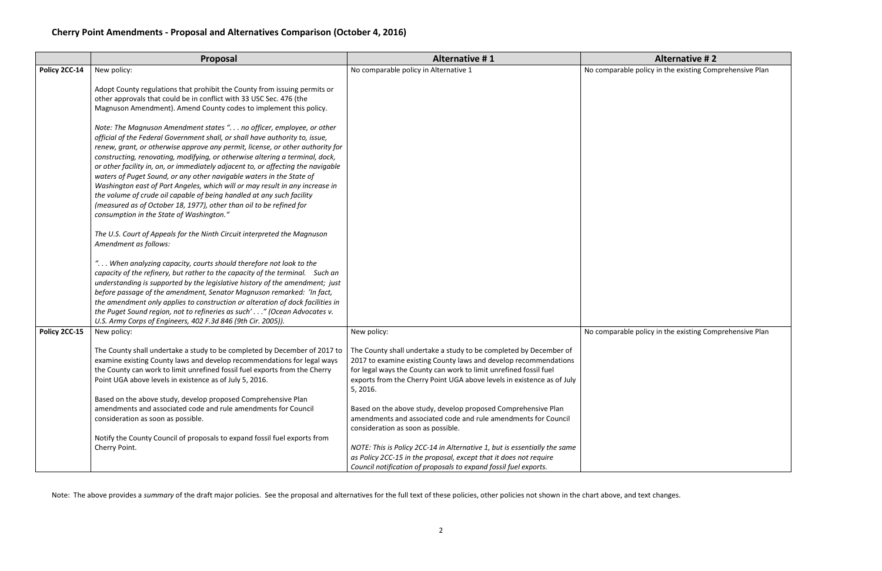## Cherry Point Amendments - Proposal and Alternatives Comparison (October 4, 2016)

| | Proposal | Alternative # 1 | Alternative # 2 |
|---|---|---|---|
| **Policy 2CC-14** | New policy:<br><br>Adopt County regulations that prohibit the County from issuing permits or other approvals that could be in conflict with 33 USC Sec. 476 (the Magnuson Amendment). Amend County codes to implement this policy.<br><br>*Note: The Magnuson Amendment states ". . . no officer, employee, or other official of the Federal Government shall, or shall have authority to, issue, renew, grant, or otherwise approve any permit, license, or other authority for constructing, renovating, modifying, or otherwise altering a terminal, dock, or other facility in, on, or immediately adjacent to, or affecting the navigable waters of Puget Sound, or any other navigable waters in the State of Washington east of Port Angeles, which will or may result in any increase in the volume of crude oil capable of being handled at any such facility (measured as of October 18, 1977), other than oil to be refined for consumption in the State of Washington."*<br><br>*The U.S. Court of Appeals for the Ninth Circuit interpreted the Magnuson Amendment as follows:*<br><br>*". . . When analyzing capacity, courts should therefore not look to the capacity of the refinery, but rather to the capacity of the terminal. Such an understanding is supported by the legislative history of the amendment; just before passage of the amendment, Senator Magnuson remarked: 'In fact, the amendment only applies to construction or alteration of dock facilities in the Puget Sound region, not to refineries as such' . . ." (Ocean Advocates v. U.S. Army Corps of Engineers, 402 F.3d 846 (9th Cir. 2005)).* | No comparable policy in Alternative 1 | No comparable policy in the existing Comprehensive Plan |
| **Policy 2CC-15** | New policy:<br><br>The County shall undertake a study to be completed by December of 2017 to examine existing County laws and develop recommendations for legal ways the County can work to limit unrefined fossil fuel exports from the Cherry Point UGA above levels in existence as of July 5, 2016.<br><br>Based on the above study, develop proposed Comprehensive Plan amendments and associated code and rule amendments for Council consideration as soon as possible.<br><br>Notify the County Council of proposals to expand fossil fuel exports from Cherry Point. | New policy:<br><br>The County shall undertake a study to be completed by December of 2017 to examine existing County laws and develop recommendations for legal ways the County can work to limit unrefined fossil fuel exports from the Cherry Point UGA above levels in existence as of July 5, 2016.<br><br>Based on the above study, develop proposed Comprehensive Plan amendments and associated code and rule amendments for Council consideration as soon as possible.<br><br>*NOTE: This is Policy 2CC-14 in Alternative 1, but is essentially the same as Policy 2CC-15 in the proposal, except that it does not require Council notification of proposals to expand fossil fuel exports.* | No comparable policy in the existing Comprehensive Plan |

Note: The above provides a *summary* of the draft major policies. See the proposal and alternatives for the full text of these policies, other policies not shown in the chart above, and text changes.